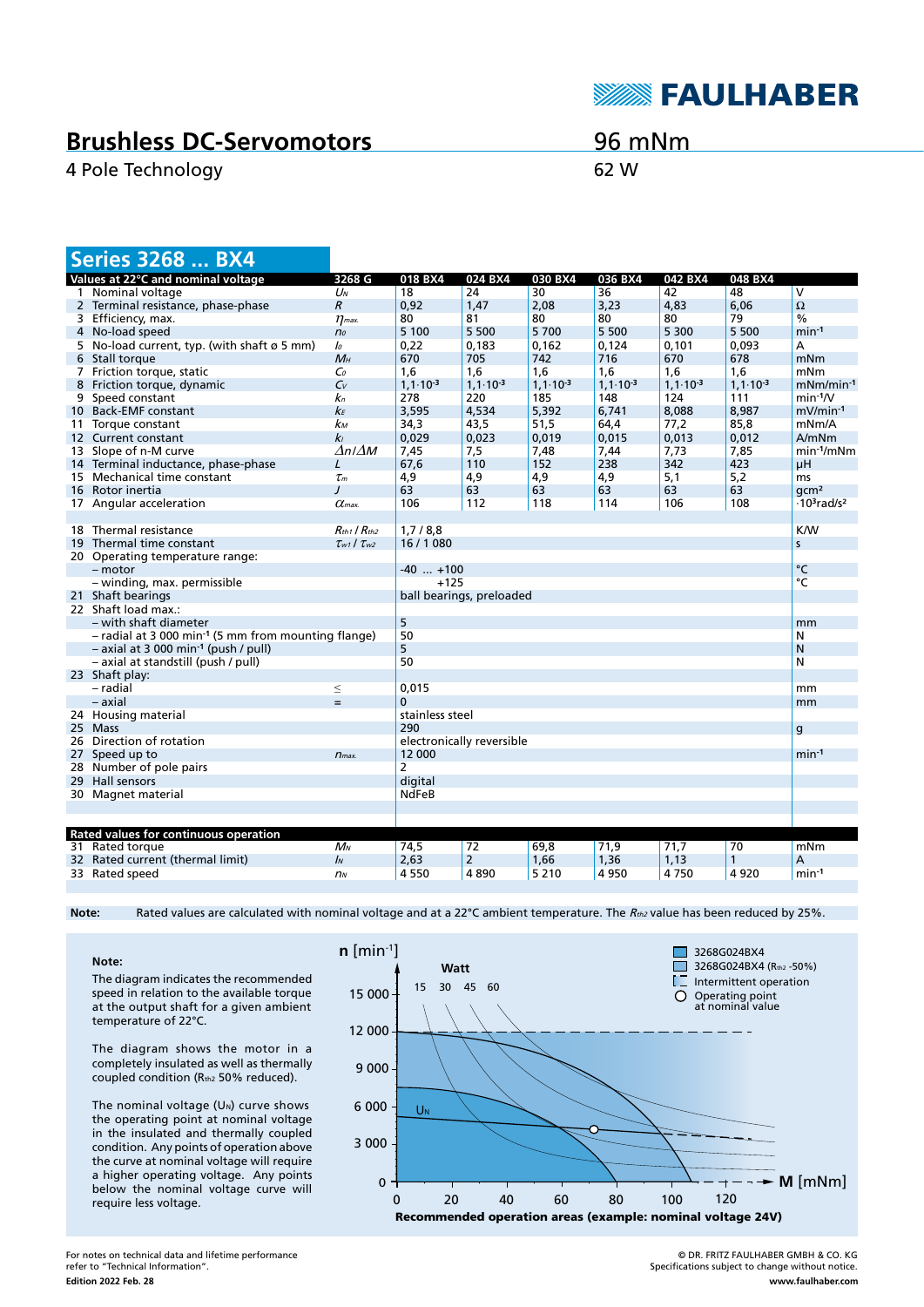# Brushless DC-Servomotors

4 Pole Technology

96 mNm
62 W

## Series 3268 ... BX4

| Values at 22°C and nominal voltage | | 3268 G | 018 BX4 | 024 BX4 | 030 BX4 | 036 BX4 | 042 BX4 | 048 BX4 | |
|---|---|---|---|---|---|---|---|---|---|
| 1 | Nominal voltage | $U_N$ | 18 | 24 | 30 | 36 | 42 | 48 | V |
| 2 | Terminal resistance, phase-phase | $R$ | 0,92 | 1,47 | 2,08 | 3,23 | 4,83 | 6,06 | Ω |
| 3 | Efficiency, max. | $\eta_{max.}$ | 80 | 81 | 80 | 80 | 80 | 79 | % |
| 4 | No-load speed | $n_0$ | 5 100 | 5 500 | 5 700 | 5 500 | 5 300 | 5 500 | $min^{-1}$ |
| 5 | No-load current, typ. (with shaft ø 5 mm) | $I_0$ | 0,22 | 0,183 | 0,162 | 0,124 | 0,101 | 0,093 | A |
| 6 | Stall torque | $M_H$ | 670 | 705 | 742 | 716 | 670 | 678 | mNm |
| 7 | Friction torque, static | $C_0$ | 1,6 | 1,6 | 1,6 | 1,6 | 1,6 | 1,6 | mNm |
| 8 | Friction torque, dynamic | $C_v$ | $1,1 \cdot 10^{-3}$ | $1,1 \cdot 10^{-3}$ | $1,1 \cdot 10^{-3}$ | $1,1 \cdot 10^{-3}$ | $1,1 \cdot 10^{-3}$ | $1,1 \cdot 10^{-3}$ | $mNm/min^{-1}$ |
| 9 | Speed constant | $k_n$ | 278 | 220 | 185 | 148 | 124 | 111 | $min^{-1}/V$ |
| 10 | Back-EMF constant | $k_E$ | 3,595 | 4,534 | 5,392 | 6,741 | 8,088 | 8,987 | $mV/min^{-1}$ |
| 11 | Torque constant | $k_M$ | 34,3 | 43,5 | 51,5 | 64,4 | 77,2 | 85,8 | mNm/A |
| 12 | Current constant | $k_I$ | 0,029 | 0,023 | 0,019 | 0,015 | 0,013 | 0,012 | A/mNm |
| 13 | Slope of n-M curve | $\Delta n/\Delta M$ | 7,45 | 7,5 | 7,48 | 7,44 | 7,73 | 7,85 | $min^{-1}/mNm$ |
| 14 | Terminal inductance, phase-phase | $L$ | 67,6 | 110 | 152 | 238 | 342 | 423 | µH |
| 15 | Mechanical time constant | $\tau_m$ | 4,9 | 4,9 | 4,9 | 4,9 | 5,1 | 5,2 | ms |
| 16 | Rotor inertia | $J$ | 63 | 63 | 63 | 63 | 63 | 63 | $gcm^2$ |
| 17 | Angular acceleration | $\alpha_{max.}$ | 106 | 112 | 118 | 114 | 106 | 108 | $\cdot 10^3 rad/s^2$ |
| | | | | | | | | | |
| 18 | Thermal resistance | $R_{th1}$ / $R_{th2}$ | 1,7 / 8,8 | | | | | | K/W |
| 19 | Thermal time constant | $\tau_{w1}$ / $\tau_{w2}$ | 16 / 1 080 | | | | | | s |
| 20 | Operating temperature range: | | | | | | | | |
| | – motor | | -40 ... +100 | | | | | | °C |
| | – winding, max. permissible | | +125 | | | | | | °C |
| 21 | Shaft bearings | | ball bearings, preloaded | | | | | | |
| 22 | Shaft load max.: | | | | | | | | |
| | – with shaft diameter | | 5 | | | | | | mm |
| | – radial at 3 000 $min^{-1}$ (5 mm from mounting flange) | | 50 | | | | | | N |
| | – axial at 3 000 $min^{-1}$ (push / pull) | | 5 | | | | | | N |
| | – axial at standstill (push / pull) | | 50 | | | | | | N |
| 23 | Shaft play: | | | | | | | | |
| | – radial | ≤ | 0,015 | | | | | | mm |
| | – axial | = | 0 | | | | | | mm |
| 24 | Housing material | | stainless steel | | | | | | |
| 25 | Mass | | 290 | | | | | | g |
| 26 | Direction of rotation | | electronically reversible | | | | | | |
| 27 | Speed up to | $n_{max.}$ | 12 000 | | | | | | $min^{-1}$ |
| 28 | Number of pole pairs | | 2 | | | | | | |
| 29 | Hall sensors | | digital | | | | | | |
| 30 | Magnet material | | NdFeB | | | | | | |
| **Rated values for continuous operation** | | | | | | | | | |
| 31 | Rated torque | $M_N$ | 74,5 | 72 | 69,8 | 71,9 | 71,7 | 70 | mNm |
| 32 | Rated current (thermal limit) | $I_N$ | 2,63 | 2 | 1,66 | 1,36 | 1,13 | 1 | A |
| 33 | Rated speed | $n_N$ | 4 550 | 4 890 | 5 210 | 4 950 | 4 750 | 4 920 | $min^{-1}$ |

**Note:** Rated values are calculated with nominal voltage and at a 22°C ambient temperature. The $R_{th2}$ value has been reduced by 25%.

**Note:**

The diagram indicates the recommended speed in relation to the available torque at the output shaft for a given ambient temperature of 22°C.

The diagram shows the motor in a completely insulated as well as thermally coupled condition ($R_{th2}$ 50% reduced).

The nominal voltage ($U_N$) curve shows the operating point at nominal voltage in the insulated and thermally coupled condition. Any points of operation above the curve at nominal voltage will require a higher operating voltage. Any points below the nominal voltage curve will require less voltage.

Recommended operation areas (example: nominal voltage 24V)

For notes on technical data and lifetime performance refer to "Technical Information".

Edition 2022 Feb. 28

© DR. FRITZ FAULHABER GMBH & CO. KG
Specifications subject to change without notice.
www.faulhaber.com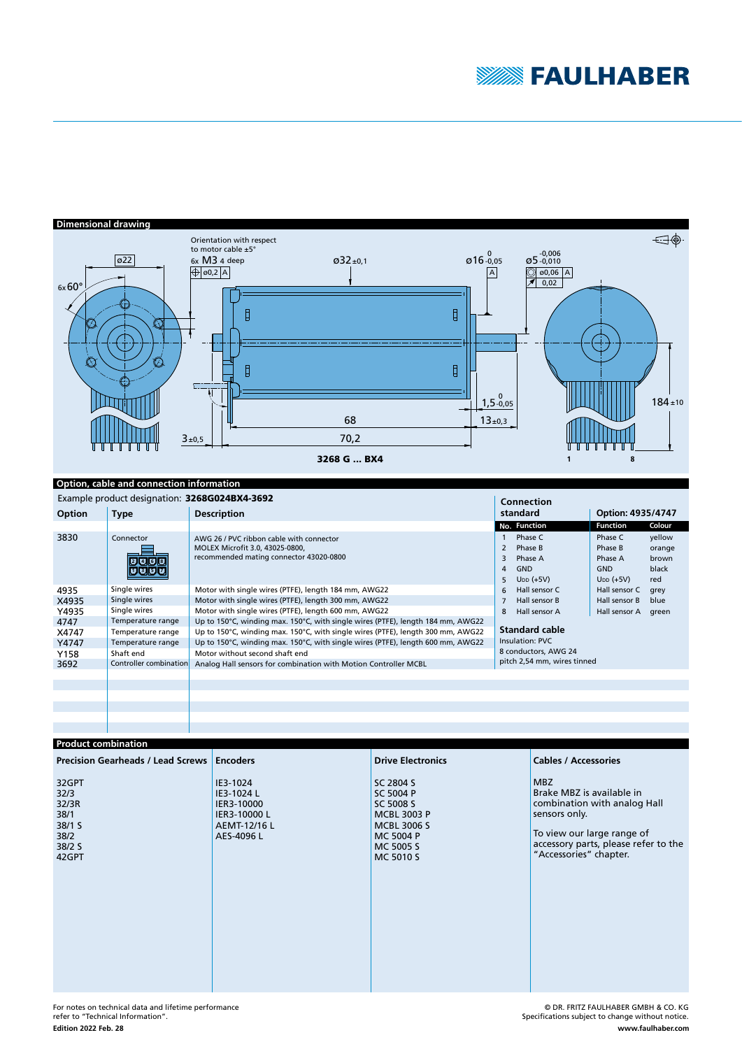## Dimensional drawing

Orientation with respect to motor cable ±5°

6x M3 4 deep

ø0,2 A

ø22

6x 60°

ø32 ±0,1

ø16 $^{0}_{-0,05}$

A

ø5 $^{-0,006}_{-0,010}$

ø0,06 A

0,02

1,5 $^{0}_{-0,05}$

68

13 ±0,3

3 ±0,5

70,2

184 ±10

1

8

**3268 G ... BX4**

## Option, cable and connection information

Example product designation: **3268G024BX4-3692**

| Option | Type | Description |
|---|---|---|
| 3830 | Connector | AWG 26 / PVC ribbon cable with connector MOLEX Microfit 3.0, 43025-0800, recommended mating connector 43020-0800 |
| 4935 | Single wires | Motor with single wires (PTFE), length 184 mm, AWG22 |
| X4935 | Single wires | Motor with single wires (PTFE), length 300 mm, AWG22 |
| Y4935 | Single wires | Motor with single wires (PTFE), length 600 mm, AWG22 |
| 4747 | Temperature range | Up to 150°C, winding max. 150°C, with single wires (PTFE), length 184 mm, AWG22 |
| X4747 | Temperature range | Up to 150°C, winding max. 150°C, with single wires (PTFE), length 300 mm, AWG22 |
| Y4747 | Temperature range | Up to 150°C, winding max. 150°C, with single wires (PTFE), length 600 mm, AWG22 |
| Y158 | Shaft end | Motor without second shaft end |
| 3692 | Controller combination | Analog Hall sensors for combination with Motion Controller MCBL |

| Connection standard | | Option: 4935/4747 | |
|---|---|---|---|
| **No.** | **Function** | **Function** | **Colour** |
| 1 | Phase C | Phase C | yellow |
| 2 | Phase B | Phase B | orange |
| 3 | Phase A | Phase A | brown |
| 4 | GND | GND | black |
| 5 | $U_{DD}$ (+5V) | $U_{DD}$ (+5V) | red |
| 6 | Hall sensor C | Hall sensor C | grey |
| 7 | Hall sensor B | Hall sensor B | blue |
| 8 | Hall sensor A | Hall sensor A | green |

**Standard cable**
Insulation: PVC
8 conductors, AWG 24
pitch 2,54 mm, wires tinned

## Product combination

| Precision Gearheads / Lead Screws | Encoders | Drive Electronics | Cables / Accessories |
|---|---|---|---|
| 32GPT<br>32/3<br>32/3R<br>38/1<br>38/1 S<br>38/2<br>38/2 S<br>42GPT | IE3-1024<br>IE3-1024 L<br>IER3-10000<br>IER3-10000 L<br>AEMT-12/16 L<br>AES-4096 L | SC 2804 S<br>SC 5004 P<br>SC 5008 S<br>MCBL 3003 P<br>MCBL 3006 S<br>MC 5004 P<br>MC 5005 S<br>MC 5010 S | MBZ<br>Brake MBZ is available in combination with analog Hall sensors only.<br><br>To view our large range of accessory parts, please refer to the "Accessories" chapter. |

For notes on technical data and lifetime performance refer to "Technical Information".

**Edition 2022 Feb. 28**

© DR. FRITZ FAULHABER GMBH & CO. KG
Specifications subject to change without notice.
**www.faulhaber.com**